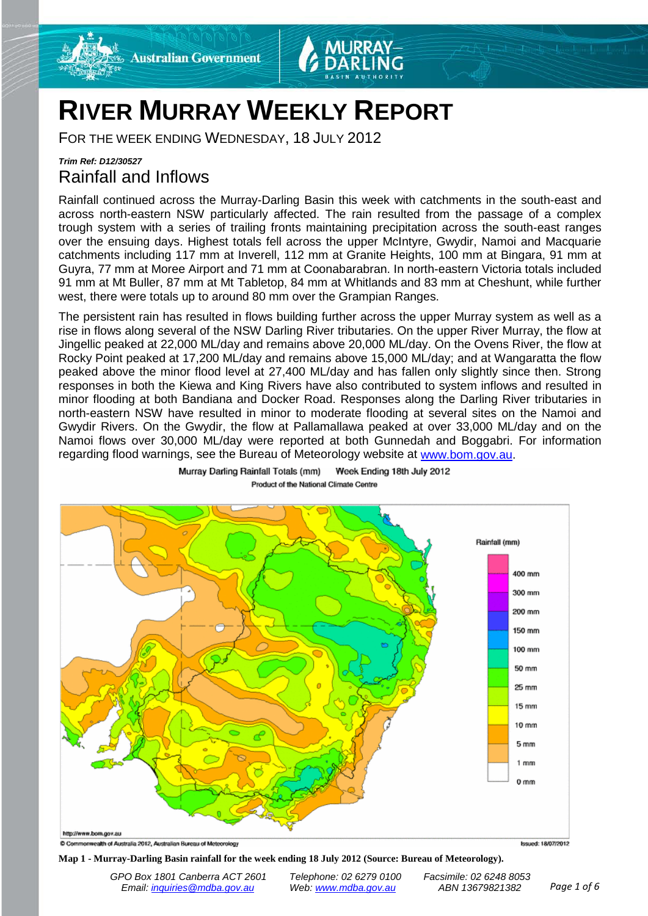# RIVER MURRAY WEEKLY REPORT

FOR THE WEEK ENDING WEDNESDAY, 18 JULY 2012

***Trim Ref: D12/30527***

## Rainfall and Inflows

Rainfall continued across the Murray-Darling Basin this week with catchments in the south-east and across north-eastern NSW particularly affected. The rain resulted from the passage of a complex trough system with a series of trailing fronts maintaining precipitation across the south-east ranges over the ensuing days. Highest totals fell across the upper McIntyre, Gwydir, Namoi and Macquarie catchments including 117 mm at Inverell, 112 mm at Granite Heights, 100 mm at Bingara, 91 mm at Guyra, 77 mm at Moree Airport and 71 mm at Coonabarabran. In north-eastern Victoria totals included 91 mm at Mt Buller, 87 mm at Mt Tabletop, 84 mm at Whitlands and 83 mm at Cheshunt, while further west, there were totals up to around 80 mm over the Grampian Ranges.

The persistent rain has resulted in flows building further across the upper Murray system as well as a rise in flows along several of the NSW Darling River tributaries. On the upper River Murray, the flow at Jingellic peaked at 22,000 ML/day and remains above 20,000 ML/day. On the Ovens River, the flow at Rocky Point peaked at 17,200 ML/day and remains above 15,000 ML/day; and at Wangaratta the flow peaked above the minor flood level at 27,400 ML/day and has fallen only slightly since then. Strong responses in both the Kiewa and King Rivers have also contributed to system inflows and resulted in minor flooding at both Bandiana and Docker Road. Responses along the Darling River tributaries in north-eastern NSW have resulted in minor to moderate flooding at several sites on the Namoi and Gwydir Rivers. On the Gwydir, the flow at Pallamallawa peaked at over 33,000 ML/day and on the Namoi flows over 30,000 ML/day were reported at both Gunnedah and Boggabri. For information regarding flood warnings, see the Bureau of Meteorology website at www.bom.gov.au.

Murray Darling Rainfall Totals (mm) Week Ending 18th July 2012
Product of the National Climate Centre

Rainfall (mm)
400 mm
300 mm
200 mm
150 mm
100 mm
50 mm
25 mm
15 mm
10 mm
5 mm
1 mm
0 mm

http://www.bom.gov.au
© Commonwealth of Australia 2012, Australian Bureau of Meteorology
Issued: 18/07/2012

**Map 1 - Murray-Darling Basin rainfall for the week ending 18 July 2012 (Source: Bureau of Meteorology).**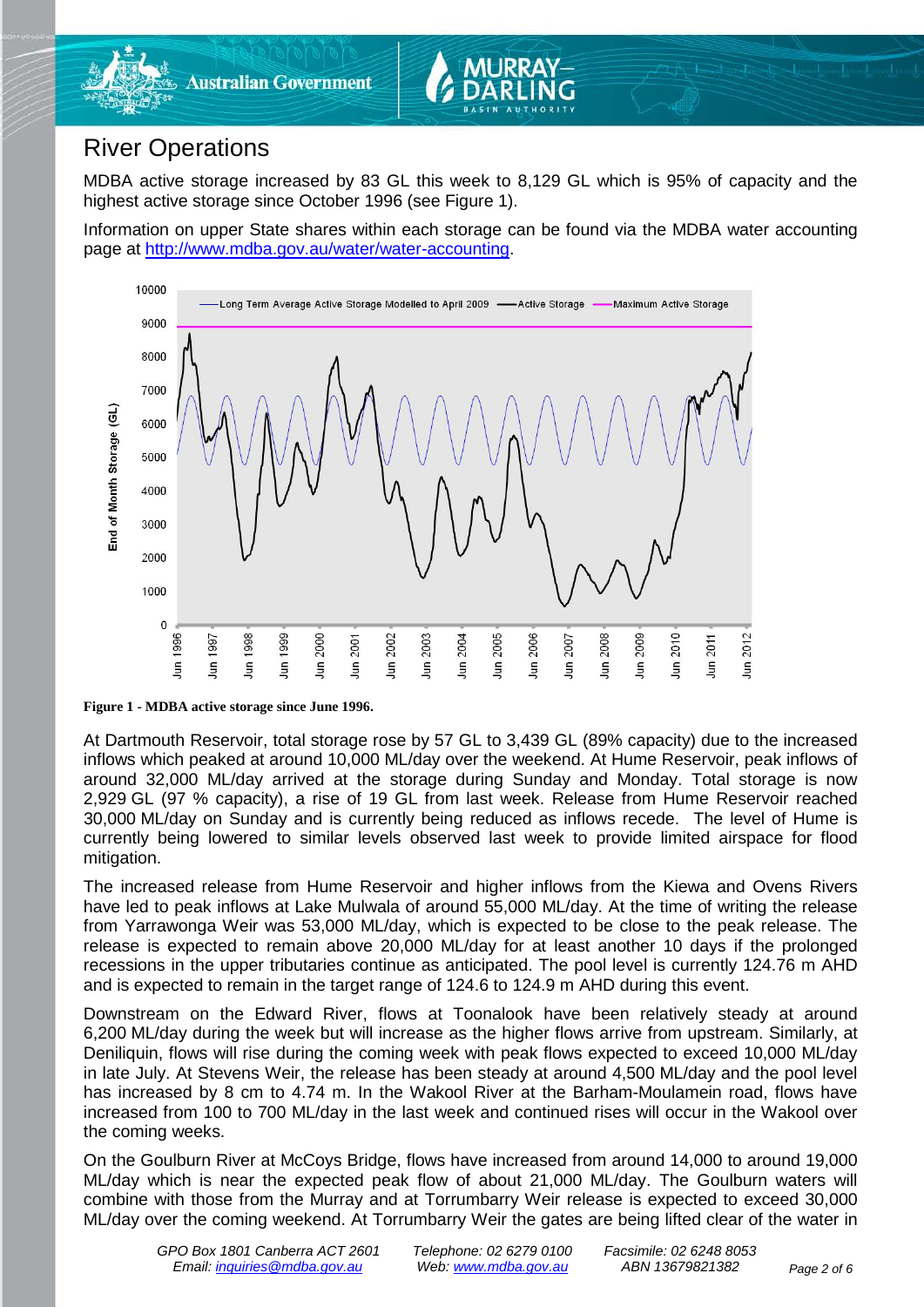# River Operations

MDBA active storage increased by 83 GL this week to 8,129 GL which is 95% of capacity and the highest active storage since October 1996 (see Figure 1).

Information on upper State shares within each storage can be found via the MDBA water accounting page at http://www.mdba.gov.au/water/water-accounting.

Long Term Average Active Storage Modelled to April 2009
Active Storage
Maximum Active Storage

End of Month Storage (GL)

10000
9000
8000
7000
6000
5000
4000
3000
2000
1000
0

Jun 1996
Jun 1997
Jun 1998
Jun 1999
Jun 2000
Jun 2001
Jun 2002
Jun 2003
Jun 2004
Jun 2005
Jun 2006
Jun 2007
Jun 2008
Jun 2009
Jun 2010
Jun 2011
Jun 2012

**Figure 1 - MDBA active storage since June 1996.**

At Dartmouth Reservoir, total storage rose by 57 GL to 3,439 GL (89% capacity) due to the increased inflows which peaked at around 10,000 ML/day over the weekend. At Hume Reservoir, peak inflows of around 32,000 ML/day arrived at the storage during Sunday and Monday. Total storage is now 2,929 GL (97 % capacity), a rise of 19 GL from last week. Release from Hume Reservoir reached 30,000 ML/day on Sunday and is currently being reduced as inflows recede. The level of Hume is currently being lowered to similar levels observed last week to provide limited airspace for flood mitigation.

The increased release from Hume Reservoir and higher inflows from the Kiewa and Ovens Rivers have led to peak inflows at Lake Mulwala of around 55,000 ML/day. At the time of writing the release from Yarrawonga Weir was 53,000 ML/day, which is expected to be close to the peak release. The release is expected to remain above 20,000 ML/day for at least another 10 days if the prolonged recessions in the upper tributaries continue as anticipated. The pool level is currently 124.76 m AHD and is expected to remain in the target range of 124.6 to 124.9 m AHD during this event.

Downstream on the Edward River, flows at Toonalook have been relatively steady at around 6,200 ML/day during the week but will increase as the higher flows arrive from upstream. Similarly, at Deniliquin, flows will rise during the coming week with peak flows expected to exceed 10,000 ML/day in late July. At Stevens Weir, the release has been steady at around 4,500 ML/day and the pool level has increased by 8 cm to 4.74 m. In the Wakool River at the Barham-Moulamein road, flows have increased from 100 to 700 ML/day in the last week and continued rises will occur in the Wakool over the coming weeks.

On the Goulburn River at McCoys Bridge, flows have increased from around 14,000 to around 19,000 ML/day which is near the expected peak flow of about 21,000 ML/day. The Goulburn waters will combine with those from the Murray and at Torrumbarry Weir release is expected to exceed 30,000 ML/day over the coming weekend. At Torrumbarry Weir the gates are being lifted clear of the water in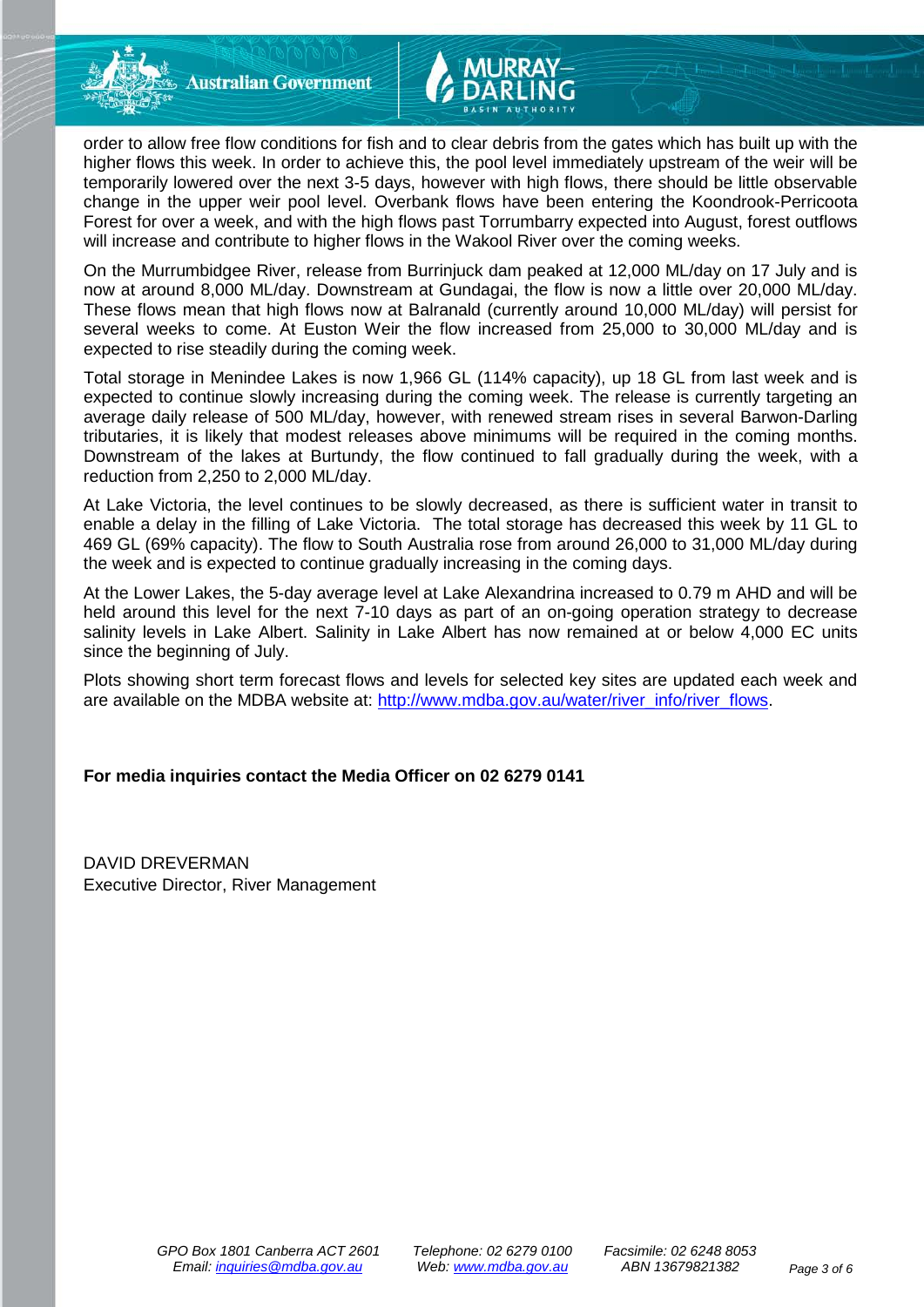order to allow free flow conditions for fish and to clear debris from the gates which has built up with the higher flows this week. In order to achieve this, the pool level immediately upstream of the weir will be temporarily lowered over the next 3-5 days, however with high flows, there should be little observable change in the upper weir pool level. Overbank flows have been entering the Koondrook-Perricoota Forest for over a week, and with the high flows past Torrumbarry expected into August, forest outflows will increase and contribute to higher flows in the Wakool River over the coming weeks.

On the Murrumbidgee River, release from Burrinjuck dam peaked at 12,000 ML/day on 17 July and is now at around 8,000 ML/day. Downstream at Gundagai, the flow is now a little over 20,000 ML/day. These flows mean that high flows now at Balranald (currently around 10,000 ML/day) will persist for several weeks to come. At Euston Weir the flow increased from 25,000 to 30,000 ML/day and is expected to rise steadily during the coming week.

Total storage in Menindee Lakes is now 1,966 GL (114% capacity), up 18 GL from last week and is expected to continue slowly increasing during the coming week. The release is currently targeting an average daily release of 500 ML/day, however, with renewed stream rises in several Barwon-Darling tributaries, it is likely that modest releases above minimums will be required in the coming months. Downstream of the lakes at Burtundy, the flow continued to fall gradually during the week, with a reduction from 2,250 to 2,000 ML/day.

At Lake Victoria, the level continues to be slowly decreased, as there is sufficient water in transit to enable a delay in the filling of Lake Victoria. The total storage has decreased this week by 11 GL to 469 GL (69% capacity). The flow to South Australia rose from around 26,000 to 31,000 ML/day during the week and is expected to continue gradually increasing in the coming days.

At the Lower Lakes, the 5-day average level at Lake Alexandrina increased to 0.79 m AHD and will be held around this level for the next 7-10 days as part of an on-going operation strategy to decrease salinity levels in Lake Albert. Salinity in Lake Albert has now remained at or below 4,000 EC units since the beginning of July.

Plots showing short term forecast flows and levels for selected key sites are updated each week and are available on the MDBA website at: http://www.mdba.gov.au/water/river_info/river_flows.

**For media inquiries contact the Media Officer on 02 6279 0141**

DAVID DREVERMAN
Executive Director, River Management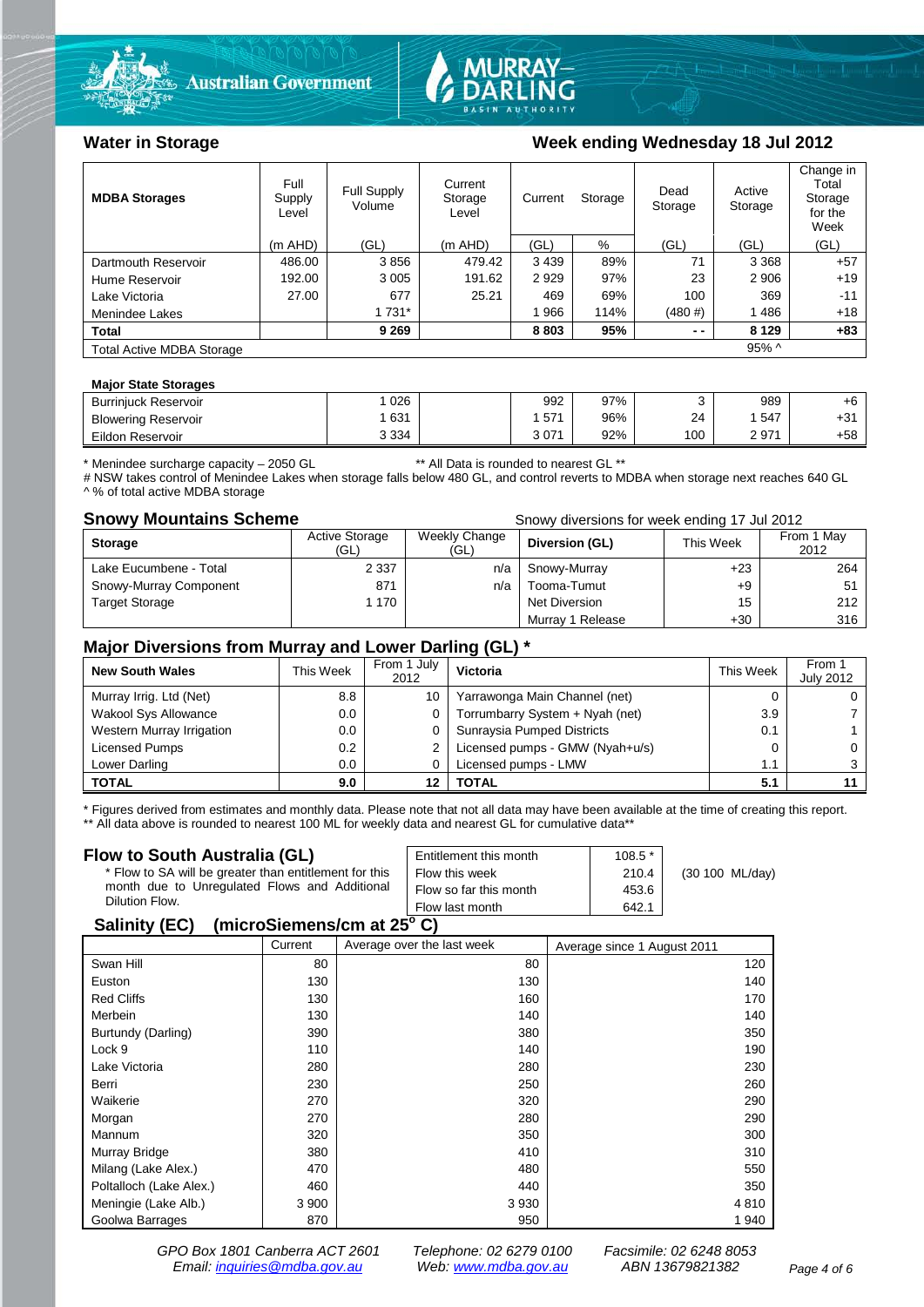## Water in Storage

### Week ending Wednesday 18 Jul 2012

| MDBA Storages | Full Supply Level | Full Supply Volume | Current Storage Level | Current Storage | | Dead Storage | Active Storage | Change in Total Storage for the Week |
|---|---|---|---|---|---|---|---|---|
| | (m AHD) | (GL) | (m AHD) | (GL) | % | (GL) | (GL) | (GL) |
| Dartmouth Reservoir | 486.00 | 3 856 | 479.42 | 3 439 | 89% | 71 | 3 368 | +57 |
| Hume Reservoir | 192.00 | 3 005 | 191.62 | 2 929 | 97% | 23 | 2 906 | +19 |
| Lake Victoria | 27.00 | 677 | 25.21 | 469 | 69% | 100 | 369 | -11 |
| Menindee Lakes | | 1 731* | | 1 966 | 114% | (480 #) | 1 486 | +18 |
| **Total** | | **9 269** | | **8 803** | **95%** | **- -** | **8 129** | **+83** |
| Total Active MDBA Storage | | | | | | | 95% ^ | |

**Major State Storages**

| | | | | | | | |
|---|---|---|---|---|---|---|---|
| Burrinjuck Reservoir | 1 026 | | 992 | 97% | 3 | 989 | +6 |
| Blowering Reservoir | 1 631 | | 1 571 | 96% | 24 | 1 547 | +31 |
| Eildon Reservoir | 3 334 | | 3 071 | 92% | 100 | 2 971 | +58 |

\* Menindee surcharge capacity – 2050 GL ** All Data is rounded to nearest GL **
# NSW takes control of Menindee Lakes when storage falls below 480 GL, and control reverts to MDBA when storage next reaches 640 GL
^ % of total active MDBA storage

## Snowy Mountains Scheme

Snowy diversions for week ending 17 Jul 2012

| Storage | Active Storage (GL) | Weekly Change (GL) | Diversion (GL) | This Week | From 1 May 2012 |
|---|---|---|---|---|---|
| Lake Eucumbene - Total | 2 337 | n/a | Snowy-Murray | +23 | 264 |
| Snowy-Murray Component | 871 | n/a | Tooma-Tumut | +9 | 51 |
| Target Storage | 1 170 | | Net Diversion | 15 | 212 |
| | | | Murray 1 Release | +30 | 316 |

## Major Diversions from Murray and Lower Darling (GL) *

| New South Wales | This Week | From 1 July 2012 | Victoria | This Week | From 1 July 2012 |
|---|---|---|---|---|---|
| Murray Irrig. Ltd (Net) | 8.8 | 10 | Yarrawonga Main Channel (net) | 0 | 0 |
| Wakool Sys Allowance | 0.0 | 0 | Torrumbarry System + Nyah (net) | 3.9 | 7 |
| Western Murray Irrigation | 0.0 | 0 | Sunraysia Pumped Districts | 0.1 | 1 |
| Licensed Pumps | 0.2 | 2 | Licensed pumps - GMW (Nyah+u/s) | 0 | 0 |
| Lower Darling | 0.0 | 0 | Licensed pumps - LMW | 1.1 | 3 |
| **TOTAL** | **9.0** | **12** | **TOTAL** | **5.1** | **11** |

\* Figures derived from estimates and monthly data. Please note that not all data may have been available at the time of creating this report.
** All data above is rounded to nearest 100 ML for weekly data and nearest GL for cumulative data**

## Flow to South Australia (GL)

\* Flow to SA will be greater than entitlement for this month due to Unregulated Flows and Additional Dilution Flow.

| | | |
|---|---|---|
| Entitlement this month | 108.5 * | |
| Flow this week | 210.4 | (30 100 ML/day) |
| Flow so far this month | 453.6 | |
| Flow last month | 642.1 | |

## Salinity (EC) (microSiemens/cm at 25° C)

| | Current | Average over the last week | Average since 1 August 2011 |
|---|---|---|---|
| Swan Hill | 80 | 80 | 120 |
| Euston | 130 | 130 | 140 |
| Red Cliffs | 130 | 160 | 170 |
| Merbein | 130 | 140 | 140 |
| Burtundy (Darling) | 390 | 380 | 350 |
| Lock 9 | 110 | 140 | 190 |
| Lake Victoria | 280 | 280 | 230 |
| Berri | 230 | 250 | 260 |
| Waikerie | 270 | 320 | 290 |
| Morgan | 270 | 280 | 290 |
| Mannum | 320 | 350 | 300 |
| Murray Bridge | 380 | 410 | 310 |
| Milang (Lake Alex.) | 470 | 480 | 550 |
| Poltalloch (Lake Alex.) | 460 | 440 | 350 |
| Meningie (Lake Alb.) | 3 900 | 3 930 | 4 810 |
| Goolwa Barrages | 870 | 950 | 1 940 |

*GPO Box 1801 Canberra ACT 2601 Telephone: 02 6279 0100 Facsimile: 02 6248 8053*
*Email: inquiries@mdba.gov.au Web: www.mdba.gov.au ABN 13679821382*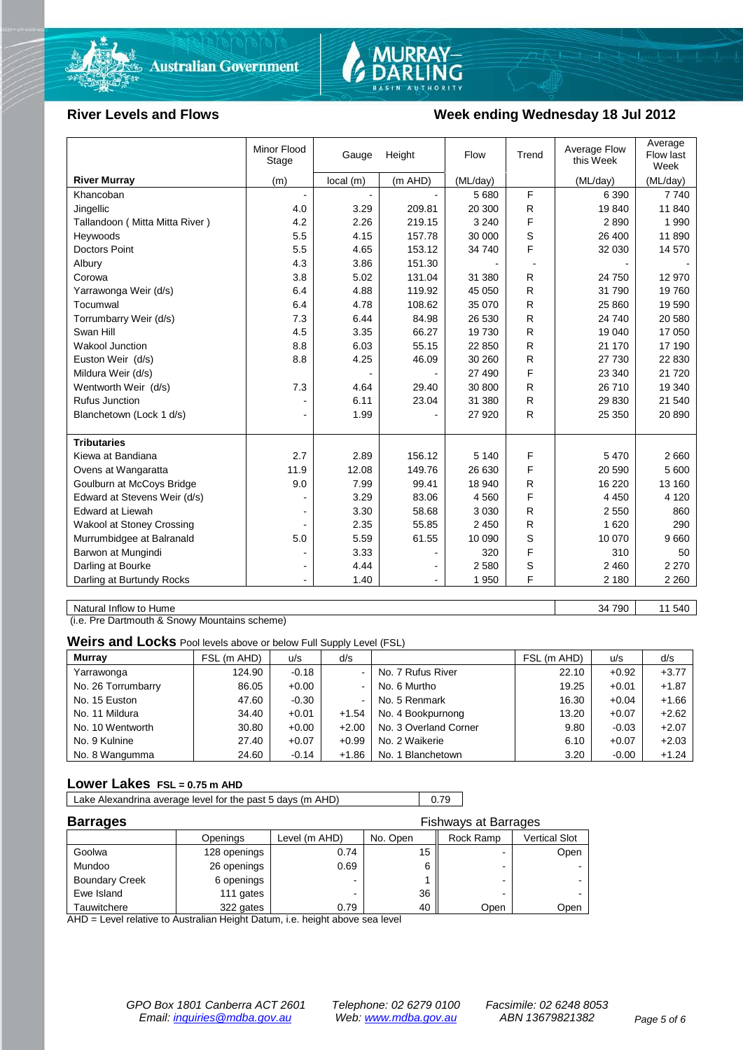## River Levels and Flows

## Week ending Wednesday 18 Jul 2012

| River Murray | Minor Flood Stage (m) | Gauge Height local (m) | Gauge Height (m AHD) | Flow (ML/day) | Trend | Average Flow this Week (ML/day) | Average Flow last Week (ML/day) |
|---|---|---|---|---|---|---|---|
| Khancoban | - | - | - | 5 680 | F | 6 390 | 7 740 |
| Jingellic | 4.0 | 3.29 | 209.81 | 20 300 | R | 19 840 | 11 840 |
| Tallandoon ( Mitta Mitta River ) | 4.2 | 2.26 | 219.15 | 3 240 | F | 2 890 | 1 990 |
| Heywoods | 5.5 | 4.15 | 157.78 | 30 000 | S | 26 400 | 11 890 |
| Doctors Point | 5.5 | 4.65 | 153.12 | 34 740 | F | 32 030 | 14 570 |
| Albury | 4.3 | 3.86 | 151.30 | - | - | - | - |
| Corowa | 3.8 | 5.02 | 131.04 | 31 380 | R | 24 750 | 12 970 |
| Yarrawonga Weir (d/s) | 6.4 | 4.88 | 119.92 | 45 050 | R | 31 790 | 19 760 |
| Tocumwal | 6.4 | 4.78 | 108.62 | 35 070 | R | 25 860 | 19 590 |
| Torrumbarry Weir (d/s) | 7.3 | 6.44 | 84.98 | 26 530 | R | 24 740 | 20 580 |
| Swan Hill | 4.5 | 3.35 | 66.27 | 19 730 | R | 19 040 | 17 050 |
| Wakool Junction | 8.8 | 6.03 | 55.15 | 22 850 | R | 21 170 | 17 190 |
| Euston Weir (d/s) | 8.8 | 4.25 | 46.09 | 30 260 | R | 27 730 | 22 830 |
| Mildura Weir (d/s) | | - | - | 27 490 | F | 23 340 | 21 720 |
| Wentworth Weir (d/s) | 7.3 | 4.64 | 29.40 | 30 800 | R | 26 710 | 19 340 |
| Rufus Junction | - | 6.11 | 23.04 | 31 380 | R | 29 830 | 21 540 |
| Blanchetown (Lock 1 d/s) | - | 1.99 | - | 27 920 | R | 25 350 | 20 890 |
| **Tributaries** | | | | | | | |
| Kiewa at Bandiana | 2.7 | 2.89 | 156.12 | 5 140 | F | 5 470 | 2 660 |
| Ovens at Wangaratta | 11.9 | 12.08 | 149.76 | 26 630 | F | 20 590 | 5 600 |
| Goulburn at McCoys Bridge | 9.0 | 7.99 | 99.41 | 18 940 | R | 16 220 | 13 160 |
| Edward at Stevens Weir (d/s) | - | 3.29 | 83.06 | 4 560 | F | 4 450 | 4 120 |
| Edward at Liewah | - | 3.30 | 58.68 | 3 030 | R | 2 550 | 860 |
| Wakool at Stoney Crossing | - | 2.35 | 55.85 | 2 450 | R | 1 620 | 290 |
| Murrumbidgee at Balranald | 5.0 | 5.59 | 61.55 | 10 090 | S | 10 070 | 9 660 |
| Barwon at Mungindi | - | 3.33 | - | 320 | F | 310 | 50 |
| Darling at Bourke | - | 4.44 | - | 2 580 | S | 2 460 | 2 270 |
| Darling at Burtundy Rocks | - | 1.40 | - | 1 950 | F | 2 180 | 2 260 |

| | | |
|---|---|---|
| Natural Inflow to Hume | 34 790 | 11 540 |

(i.e. Pre Dartmouth & Snowy Mountains scheme)

### Weirs and Locks Pool levels above or below Full Supply Level (FSL)

| Murray | FSL (m AHD) | u/s | d/s | | FSL (m AHD) | u/s | d/s |
|---|---|---|---|---|---|---|---|
| Yarrawonga | 124.90 | -0.18 | - | No. 7 Rufus River | 22.10 | +0.92 | +3.77 |
| No. 26 Torrumbarry | 86.05 | +0.00 | - | No. 6 Murtho | 19.25 | +0.01 | +1.87 |
| No. 15 Euston | 47.60 | -0.30 | - | No. 5 Renmark | 16.30 | +0.04 | +1.66 |
| No. 11 Mildura | 34.40 | +0.01 | +1.54 | No. 4 Bookpurnong | 13.20 | +0.07 | +2.62 |
| No. 10 Wentworth | 30.80 | +0.00 | +2.00 | No. 3 Overland Corner | 9.80 | -0.03 | +2.07 |
| No. 9 Kulnine | 27.40 | +0.07 | +0.99 | No. 2 Waikerie | 6.10 | +0.07 | +2.03 |
| No. 8 Wangumma | 24.60 | -0.14 | +1.86 | No. 1 Blanchetown | 3.20 | -0.00 | +1.24 |

### Lower Lakes FSL = 0.75 m AHD

| | |
|---|---|
| Lake Alexandrina average level for the past 5 days (m AHD) | 0.79 |

### Barrages

Fishways at Barrages

| | Openings | Level (m AHD) | No. Open | Rock Ramp | Vertical Slot |
|---|---|---|---|---|---|
| Goolwa | 128 openings | 0.74 | 15 | - | Open |
| Mundoo | 26 openings | 0.69 | 6 | - | - |
| Boundary Creek | 6 openings | - | 1 | - | - |
| Ewe Island | 111 gates | - | 36 | - | - |
| Tauwitchere | 322 gates | 0.79 | 40 | Open | Open |

AHD = Level relative to Australian Height Datum, i.e. height above sea level

*GPO Box 1801 Canberra ACT 2601* *Telephone: 02 6279 0100* *Facsimile: 02 6248 8053*
*Email: inquiries@mdba.gov.au* *Web: www.mdba.gov.au* *ABN 13679821382*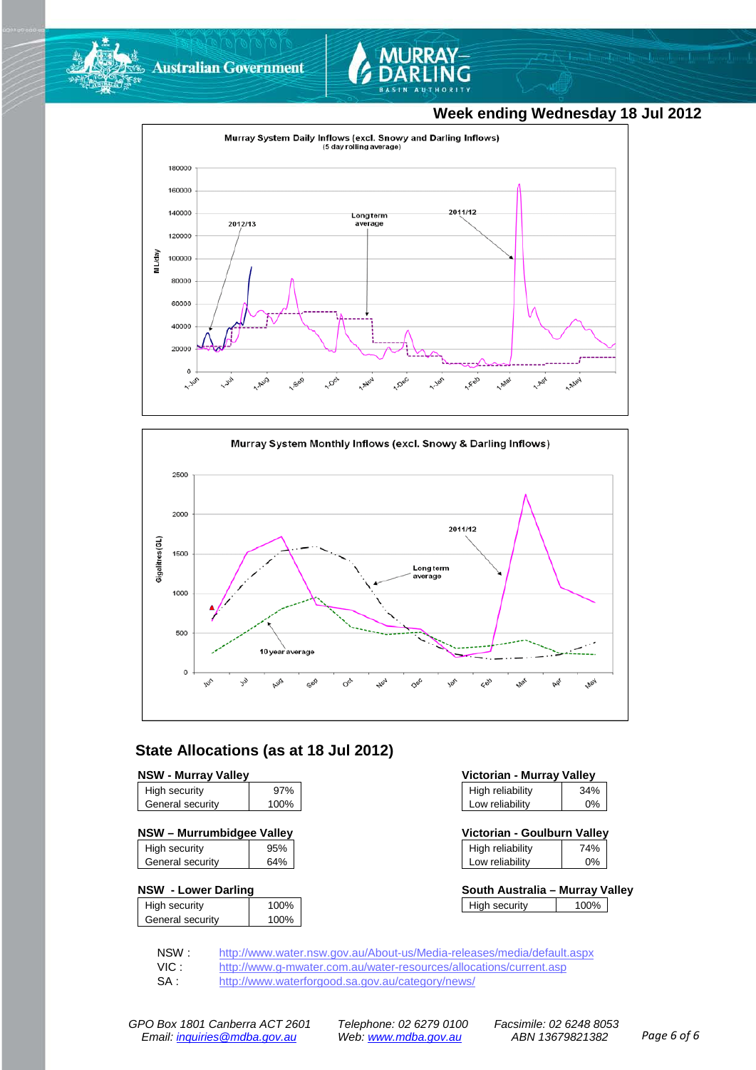Week ending Wednesday 18 Jul 2012

Murray System Daily Inflows (excl. Snowy and Darling Inflows)
(5 day rolling average)

ML/day

180000
160000
140000
120000
100000
80000
60000
40000
20000
0

2012/13
Longterm average
2011/12

1-Jun 1-Jul 1-Aug 1-Sep 1-Oct 1-Nov 1-Dec 1-Jan 1-Feb 1-Mar 1-Apr 1-May

Murray System Monthly Inflows (excl. Snowy & Darling Inflows)

Gigalitres (GL)

2500
2000
1500
1000
500
0

2011/12
Long term average
10 year average

Jun Jul Aug Sep Oct Nov Dec Jan Feb Mar Apr May

## State Allocations (as at 18 Jul 2012)

**NSW - Murray Valley**

| | |
|---|---|
| High security | 97% |
| General security | 100% |

**NSW – Murrumbidgee Valley**

| | |
|---|---|
| High security | 95% |
| General security | 64% |

**NSW - Lower Darling**

| | |
|---|---|
| High security | 100% |
| General security | 100% |

**Victorian - Murray Valley**

| | |
|---|---|
| High reliability | 34% |
| Low reliability | 0% |

**Victorian - Goulburn Valley**

| | |
|---|---|
| High reliability | 74% |
| Low reliability | 0% |

**South Australia – Murray Valley**

| | |
|---|---|
| High security | 100% |

NSW : http://www.water.nsw.gov.au/About-us/Media-releases/media/default.aspx
VIC : http://www.g-mwater.com.au/water-resources/allocations/current.asp
SA : http://www.waterforgood.sa.gov.au/category/news/

*GPO Box 1801 Canberra ACT 2601* *Telephone: 02 6279 0100* *Facsimile: 02 6248 8053*
*Email: inquiries@mdba.gov.au* *Web: www.mdba.gov.au* *ABN 13679821382*